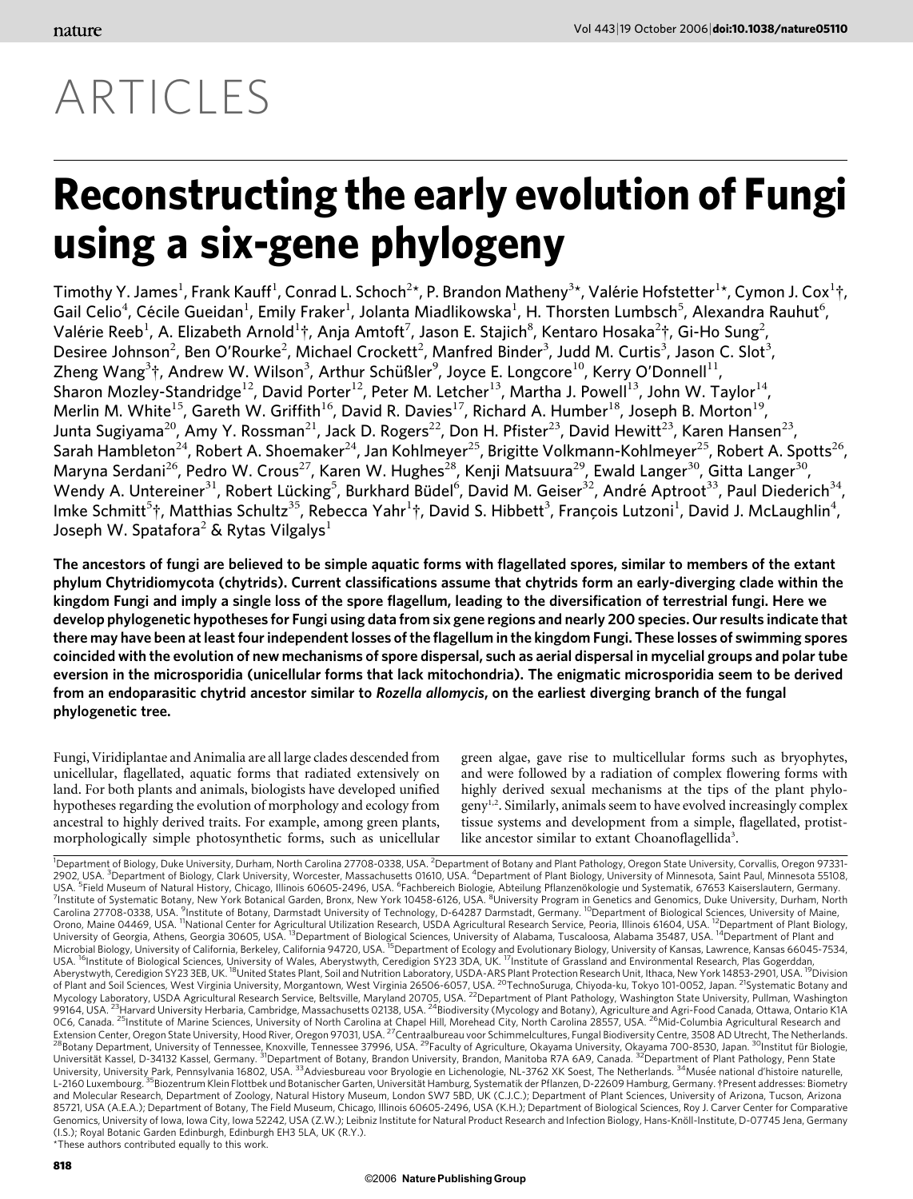# ARTICLES

# Reconstructing the early evolution of Fungi using a six-gene phylogeny

Timothy Y. James[1], Frank Kauff[1], Conrad L. Schoch[2]*, P. Brandon Matheny[3]*, Valérie Hofstetter[1]*, Cymon J. Cox[1]†, Gail Celio[4], Cécile Gueidan[1], Emily Fraker[1], Jolanta Miadlikowska[1], H. Thorsten Lumbsch[5], Alexandra Rauhut[6], Valérie Reeb[1], A. Elizabeth Arnold[1]†, Anja Amtoft[7], Jason E. Stajich[8], Kentaro Hosaka[2]†, Gi-Ho Sung[2], Desiree Johnson[2], Ben O'Rourke[2], Michael Crockett[2], Manfred Binder[3], Judd M. Curtis[3], Jason C. Slot[3], Zheng Wang[3]†, Andrew W. Wilson[3], Arthur Schüßler[9], Joyce E. Longcore[10], Kerry O'Donnell[11], Sharon Mozley-Standridge[12], David Porter[12], Peter M. Letcher[13], Martha J. Powell[13], John W. Taylor[14], Merlin M. White[15], Gareth W. Griffith[16], David R. Davies[17], Richard A. Humber[18], Joseph B. Morton[19], Junta Sugiyama[20], Amy Y. Rossman[21], Jack D. Rogers[22], Don H. Pfister[23], David Hewitt[23], Karen Hansen[23], Sarah Hambleton[24], Robert A. Shoemaker[24], Jan Kohlmeyer[25], Brigitte Volkmann-Kohlmeyer[25], Robert A. Spotts[26], Maryna Serdani[26], Pedro W. Crous[27], Karen W. Hughes[28], Kenji Matsuura[29], Ewald Langer[30], Gitta Langer[30], Wendy A. Untereiner[31], Robert Lücking[5], Burkhard Büdel[6], David M. Geiser[32], André Aptroot[33], Paul Diederich[34], Imke Schmitt[5]†, Matthias Schultz[35], Rebecca Yahr[1]†, David S. Hibbett[3], François Lutzoni[1], David J. McLaughlin[4], Joseph W. Spatafora[2] & Rytas Vilgalys[1]

**The ancestors of fungi are believed to be simple aquatic forms with flagellated spores, similar to members of the extant phylum Chytridiomycota (chytrids). Current classifications assume that chytrids form an early-diverging clade within the kingdom Fungi and imply a single loss of the spore flagellum, leading to the diversification of terrestrial fungi. Here we develop phylogenetic hypotheses for Fungi using data from six gene regions and nearly 200 species. Our results indicate that there may have been at least four independent losses of the flagellum in the kingdom Fungi. These losses of swimming spores coincided with the evolution of new mechanisms of spore dispersal, such as aerial dispersal in mycelial groups and polar tube eversion in the microsporidia (unicellular forms that lack mitochondria). The enigmatic microsporidia seem to be derived from an endoparasitic chytrid ancestor similar to *Rozella allomycis*, on the earliest diverging branch of the fungal phylogenetic tree.**

Fungi, Viridiplantae and Animalia are all large clades descended from unicellular, flagellated, aquatic forms that radiated extensively on land. For both plants and animals, biologists have developed unified hypotheses regarding the evolution of morphology and ecology from ancestral to highly derived traits. For example, among green plants, morphologically simple photosynthetic forms, such as unicellular green algae, gave rise to multicellular forms such as bryophytes, and were followed by a radiation of complex flowering forms with highly derived sexual mechanisms at the tips of the plant phylogeny[1,2]. Similarly, animals seem to have evolved increasingly complex tissue systems and development from a simple, flagellated, protist-like ancestor similar to extant Choanoflagellida[3].

[1]Department of Biology, Duke University, Durham, North Carolina 27708-0338, USA. [2]Department of Botany and Plant Pathology, Oregon State University, Corvallis, Oregon 97331-2902, USA. [3]Department of Biology, Clark University, Worcester, Massachusetts 01610, USA. [4]Department of Plant Biology, University of Minnesota, Saint Paul, Minnesota 55108, USA. [5]Field Museum of Natural History, Chicago, Illinois 60605-2496, USA. [6]Fachbereich Biologie, Abteilung Pflanzenökologie und Systematik, 67653 Kaiserslautern, Germany. [7]Institute of Systematic Botany, New York Botanical Garden, Bronx, New York 10458-6126, USA. [8]University Program in Genetics and Genomics, Duke University, Durham, North Carolina 27708-0338, USA. [9]Institute of Botany, Darmstadt University of Technology, D-64287 Darmstadt, Germany. [10]Department of Biological Sciences, University of Maine, Orono, Maine 04469, USA. [11]National Center for Agricultural Utilization Research, USDA Agricultural Research Service, Peoria, Illinois 61604, USA. [12]Department of Plant Biology, University of Georgia, Athens, Georgia 30605, USA. [13]Department of Biological Sciences, University of Alabama, Tuscaloosa, Alabama 35487, USA. [14]Department of Plant and Microbial Biology, University of California, Berkeley, California 94720, USA. [15]Department of Ecology and Evolutionary Biology, University of Kansas, Lawrence, Kansas 66045-7534, USA. [16]Institute of Biological Sciences, University of Wales, Aberystwyth, Ceredigion SY23 3DA, UK. [17]Institute of Grassland and Environmental Research, Plas Gogerddan, Aberystwyth, Ceredigion SY23 3EB, UK. [18]United States Plant, Soil and Nutrition Laboratory, USDA-ARS Plant Protection Research Unit, Ithaca, New York 14853-2901, USA. [19]Division of Plant and Soil Sciences, West Virginia University, Morgantown, West Virginia 26506-6057, USA. [20]TechnoSuruga, Chiyoda-ku, Tokyo 101-0052, Japan. [21]Systematic Botany and Mycology Laboratory, USDA Agricultural Research Service, Beltsville, Maryland 20705, USA. [22]Department of Plant Pathology, Washington State University, Pullman, Washington 99164, USA. [23]Harvard University Herbaria, Cambridge, Massachusetts 02138, USA. [24]Biodiversity (Mycology and Botany), Agriculture and Agri-Food Canada, Ottawa, Ontario K1A 0C6, Canada. [25]Institute of Marine Sciences, University of North Carolina at Chapel Hill, Morehead City, North Carolina 28557, USA. [26]Mid-Columbia Agricultural Research and Extension Center, Oregon State University, Hood River, Oregon 97031, USA. [27]Centraalbureau voor Schimmelcultures, Fungal Biodiversity Centre, 3508 AD Utrecht, The Netherlands. [28]Botany Department, University of Tennessee, Knoxville, Tennessee 37996, USA. [29]Faculty of Agriculture, Okayama University, Okayama 700-8530, Japan. [30]Institut für Biologie, Universität Kassel, D-34132 Kassel, Germany. [31]Department of Botany, Brandon University, Brandon, Manitoba R7A 6A9, Canada. [32]Department of Plant Pathology, Penn State University, University Park, Pennsylvania 16802, USA. [33]Adviesbureau voor Bryologie en Lichenologie, NL-3762 XK Soest, The Netherlands. [34]Musée national d'histoire naturelle, L-2160 Luxembourg. [35]Biozentrum Klein Flottbek und Botanischer Garten, Universität Hamburg, Systematik der Pflanzen, D-22609 Hamburg, Germany. †Present addresses: Biometry and Molecular Research, Department of Zoology, Natural History Museum, London SW7 5BD, UK (C.J.C.); Department of Plant Sciences, University of Arizona, Tucson, Arizona 85721, USA (A.E.A.); Department of Botany, The Field Museum, Chicago, Illinois 60605-2496, USA (K.H.); Department of Biological Sciences, Roy J. Carver Center for Comparative Genomics, University of Iowa, Iowa City, Iowa 52242, USA (Z.W.); Leibniz Institute for Natural Product Research and Infection Biology, Hans-Knöll-Institute, D-07745 Jena, Germany (I.S.); Royal Botanic Garden Edinburgh, Edinburgh EH3 5LA, UK (R.Y.).

*These authors contributed equally to this work.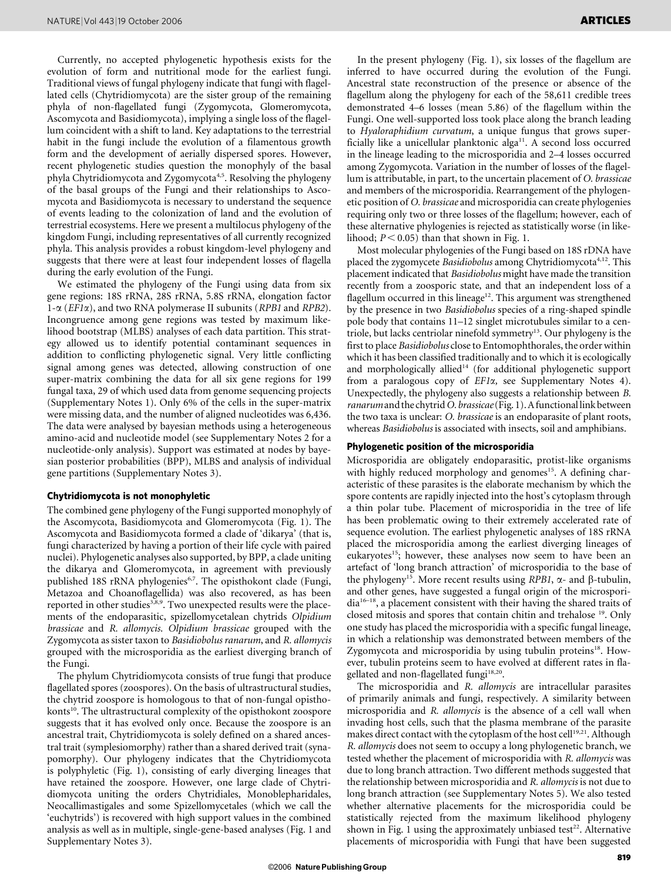Currently, no accepted phylogenetic hypothesis exists for the evolution of form and nutritional mode for the earliest fungi. Traditional views of fungal phylogeny indicate that fungi with flagellated cells (Chytridiomycota) are the sister group of the remaining phyla of non-flagellated fungi (Zygomycota, Glomeromycota, Ascomycota and Basidiomycota), implying a single loss of the flagellum coincident with a shift to land. Key adaptations to the terrestrial habit in the fungi include the evolution of a filamentous growth form and the development of aerially dispersed spores. However, recent phylogenetic studies question the monophyly of the basal phyla Chytridiomycota and Zygomycota[4,5]. Resolving the phylogeny of the basal groups of the Fungi and their relationships to Ascomycota and Basidiomycota is necessary to understand the sequence of events leading to the colonization of land and the evolution of terrestrial ecosystems. Here we present a multilocus phylogeny of the kingdom Fungi, including representatives of all currently recognized phyla. This analysis provides a robust kingdom-level phylogeny and suggests that there were at least four independent losses of flagella during the early evolution of the Fungi.

We estimated the phylogeny of the Fungi using data from six gene regions: 18S rRNA, 28S rRNA, 5.8S rRNA, elongation factor 1-α (*EF1α*), and two RNA polymerase II subunits (*RPB1* and *RPB2*). Incongruence among gene regions was tested by maximum likelihood bootstrap (MLBS) analyses of each data partition. This strategy allowed us to identify potential contaminant sequences in addition to conflicting phylogenetic signal. Very little conflicting signal among genes was detected, allowing construction of one super-matrix combining the data for all six gene regions for 199 fungal taxa, 29 of which used data from genome sequencing projects (Supplementary Notes 1). Only 6% of the cells in the super-matrix were missing data, and the number of aligned nucleotides was 6,436. The data were analysed by bayesian methods using a heterogeneous amino-acid and nucleotide model (see Supplementary Notes 2 for a nucleotide-only analysis). Support was estimated at nodes by bayesian posterior probabilities (BPP), MLBS and analysis of individual gene partitions (Supplementary Notes 3).

### Chytridiomycota is not monophyletic

The combined gene phylogeny of the Fungi supported monophyly of the Ascomycota, Basidiomycota and Glomeromycota (Fig. 1). The Ascomycota and Basidiomycota formed a clade of 'dikarya' (that is, fungi characterized by having a portion of their life cycle with paired nuclei). Phylogenetic analyses also supported, by BPP, a clade uniting the dikarya and Glomeromycota, in agreement with previously published 18S rRNA phylogenies[6,7]. The opisthokont clade (Fungi, Metazoa and Choanoflagellida) was also recovered, as has been reported in other studies[3,8,9]. Two unexpected results were the placements of the endoparasitic, spizellomycetalean chytrids *Olpidium brassicae* and *R. allomycis*. *Olpidium brassicae* grouped with the Zygomycota as sister taxon to *Basidiobolus ranarum*, and *R. allomycis* grouped with the microsporidia as the earliest diverging branch of the Fungi.

The phylum Chytridiomycota consists of true fungi that produce flagellated spores (zoospores). On the basis of ultrastructural studies, the chytrid zoospore is homologous to that of non-fungal opisthokonts[10]. The ultrastructural complexity of the opisthokont zoospore suggests that it has evolved only once. Because the zoospore is an ancestral trait, Chytridiomycota is solely defined on a shared ancestral trait (symplesiomorphy) rather than a shared derived trait (synapomorphy). Our phylogeny indicates that the Chytridiomycota is polyphyletic (Fig. 1), consisting of early diverging lineages that have retained the zoospore. However, one large clade of Chytridiomycota uniting the orders Chytridiales, Monoblepharidales, Neocallimastigales and some Spizellomycetales (which we call the 'euchytrids') is recovered with high support values in the combined analysis as well as in multiple, single-gene-based analyses (Fig. 1 and Supplementary Notes 3).

In the present phylogeny (Fig. 1), six losses of the flagellum are inferred to have occurred during the evolution of the Fungi. Ancestral state reconstruction of the presence or absence of the flagellum along the phylogeny for each of the 58,611 credible trees demonstrated 4–6 losses (mean 5.86) of the flagellum within the Fungi. One well-supported loss took place along the branch leading to *Hyaloraphidium curvatum*, a unique fungus that grows superficially like a unicellular planktonic alga[11]. A second loss occurred in the lineage leading to the microsporidia and 2–4 losses occurred among Zygomycota. Variation in the number of losses of the flagellum is attributable, in part, to the uncertain placement of *O. brassicae* and members of the microsporidia. Rearrangement of the phylogenetic position of *O. brassicae* and microsporidia can create phylogenies requiring only two or three losses of the flagellum; however, each of these alternative phylogenies is rejected as statistically worse (in likelihood; $P < 0.05$) than that shown in Fig. 1.

Most molecular phylogenies of the Fungi based on 18S rDNA have placed the zygomycete *Basidiobolus* among Chytridiomycota[4,12]. This placement indicated that *Basidiobolus* might have made the transition recently from a zoosporic state, and that an independent loss of a flagellum occurred in this lineage[12]. This argument was strengthened by the presence in two *Basidiobolus* species of a ring-shaped spindle pole body that contains 11–12 singlet microtubules similar to a centriole, but lacks centriolar ninefold symmetry[13]. Our phylogeny is the first to place *Basidiobolus* close to Entomophthorales, the order within which it has been classified traditionally and to which it is ecologically and morphologically allied[14] (for additional phylogenetic support from a paralogous copy of *EF1α*, see Supplementary Notes 4). Unexpectedly, the phylogeny also suggests a relationship between *B. ranarum* and the chytrid *O. brassicae* (Fig. 1). A functional link between the two taxa is unclear: *O. brassicae* is an endoparasite of plant roots, whereas *Basidiobolus* is associated with insects, soil and amphibians.

### Phylogenetic position of the microsporidia

Microsporidia are obligately endoparasitic, protist-like organisms with highly reduced morphology and genomes[15]. A defining characteristic of these parasites is the elaborate mechanism by which the spore contents are rapidly injected into the host's cytoplasm through a thin polar tube. Placement of microsporidia in the tree of life has been problematic owing to their extremely accelerated rate of sequence evolution. The earliest phylogenetic analyses of 18S rRNA placed the microsporidia among the earliest diverging lineages of eukaryotes[15]; however, these analyses now seem to have been an artefact of 'long branch attraction' of microsporidia to the base of the phylogeny[15]. More recent results using *RPB1*, α- and β-tubulin, and other genes, have suggested a fungal origin of the microsporidia[16–18], a placement consistent with their having the shared traits of closed mitosis and spores that contain chitin and trehalose [19]. Only one study has placed the microsporidia with a specific fungal lineage, in which a relationship was demonstrated between members of the Zygomycota and microsporidia by using tubulin proteins[18]. However, tubulin proteins seem to have evolved at different rates in flagellated and non-flagellated fungi[18,20].

The microsporidia and *R. allomycis* are intracellular parasites of primarily animals and fungi, respectively. A similarity between microsporidia and *R. allomycis* is the absence of a cell wall when invading host cells, such that the plasma membrane of the parasite makes direct contact with the cytoplasm of the host cell[19,21]. Although *R. allomycis* does not seem to occupy a long phylogenetic branch, we tested whether the placement of microsporidia with *R. allomycis* was due to long branch attraction. Two different methods suggested that the relationship between microsporidia and *R. allomycis* is not due to long branch attraction (see Supplementary Notes 5). We also tested whether alternative placements for the microsporidia could be statistically rejected from the maximum likelihood phylogeny shown in Fig. 1 using the approximately unbiased test[22]. Alternative placements of microsporidia with Fungi that have been suggested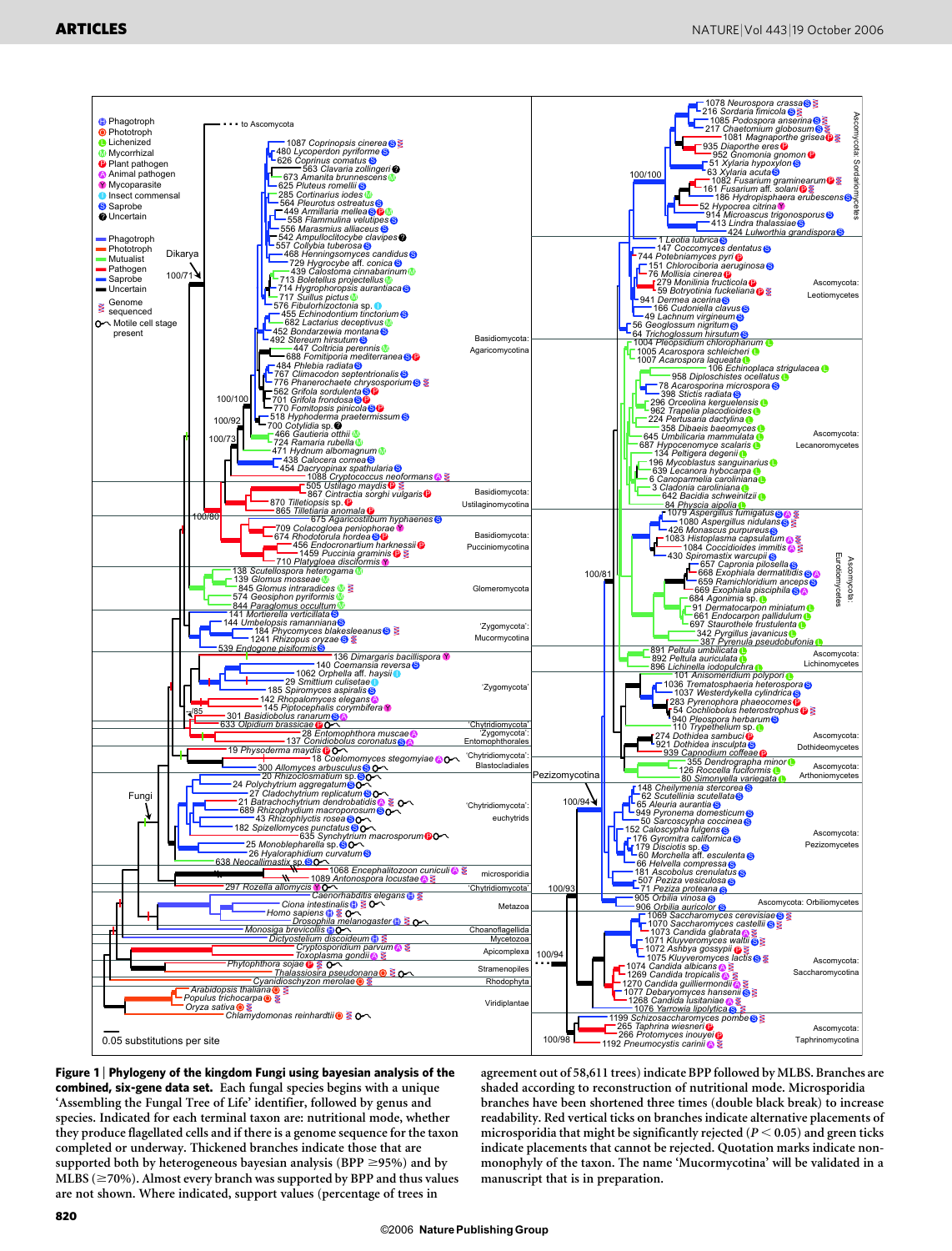**Figure 1 | Phylogeny of the kingdom Fungi using bayesian analysis of the combined, six-gene data set.** Each fungal species begins with a unique 'Assembling the Fungal Tree of Life' identifier, followed by genus and species. Indicated for each terminal taxon are: nutritional mode, whether they produce flagellated cells and if there is a genome sequence for the taxon completed or underway. Thickened branches indicate those that are supported both by heterogeneous bayesian analysis (BPP ≥95%) and by MLBS (≥70%). Almost every branch was supported by BPP and thus values are not shown. Where indicated, support values (percentage of trees in agreement out of 58,611 trees) indicate BPP followed by MLBS. Branches are shaded according to reconstruction of nutritional mode. Microsporidia branches have been shortened three times (double black break) to increase readability. Red vertical ticks on branches indicate alternative placements of microsporidia that might be significantly rejected ($P < 0.05$) and green ticks indicate placements that cannot be rejected. Quotation marks indicate non-monophyly of the taxon. The name 'Mucormycotina' will be validated in a manuscript that is in preparation.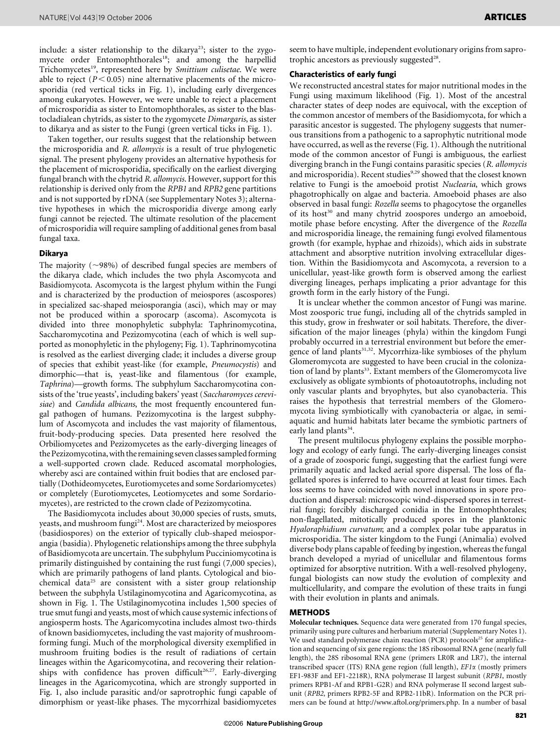include: a sister relationship to the dikarya[23]; sister to the zygomycete order Entomophthorales[18]; and among the harpellid Trichomycetes[19], represented here by *Smittium culisetae*. We were able to reject ($P < 0.05$) nine alternative placements of the microsporidia (red vertical ticks in Fig. 1), including early divergences among eukaryotes. However, we were unable to reject a placement of microsporidia as sister to Entomophthorales, as sister to the blastocladialean chytrids, as sister to the zygomycete *Dimargaris*, as sister to dikarya and as sister to the Fungi (green vertical ticks in Fig. 1).

Taken together, our results suggest that the relationship between the microsporidia and *R. allomycis* is a result of true phylogenetic signal. The present phylogeny provides an alternative hypothesis for the placement of microsporidia, specifically on the earliest diverging fungal branch with the chytrid *R. allomycis*. However, support for this relationship is derived only from the *RPB1* and *RPB2* gene partitions and is not supported by rDNA (see Supplementary Notes 3); alternative hypotheses in which the microsporidia diverge among early fungi cannot be rejected. The ultimate resolution of the placement of microsporidia will require sampling of additional genes from basal fungal taxa.

### Dikarya

The majority (~98%) of described fungal species are members of the dikarya clade, which includes the two phyla Ascomycota and Basidiomycota. Ascomycota is the largest phylum within the Fungi and is characterized by the production of meiospores (ascospores) in specialized sac-shaped meiosporangia (asci), which may or may not be produced within a sporocarp (ascoma). Ascomycota is divided into three monophyletic subphyla: Taphrinomycotina, Saccharomycotina and Pezizomycotina (each of which is well supported as monophyletic in the phylogeny; Fig. 1). Taphrinomycotina is resolved as the earliest diverging clade; it includes a diverse group of species that exhibit yeast-like (for example, *Pneumocystis*) and dimorphic—that is, yeast-like and filamentous (for example, *Taphrina*)—growth forms. The subphylum Saccharomycotina consists of the 'true yeasts', including bakers' yeast (*Saccharomyces cerevisiae*) and *Candida albicans*, the most frequently encountered fungal pathogen of humans. Pezizomycotina is the largest subphylum of Ascomycota and includes the vast majority of filamentous, fruit-body-producing species. Data presented here resolved the Orbiliomycetes and Pezizomycetes as the early-diverging lineages of the Pezizomycotina, with the remaining seven classes sampled forming a well-supported crown clade. Reduced ascomatal morphologies, whereby asci are contained within fruit bodies that are enclosed partially (Dothideomycetes, Eurotiomycetes and some Sordariomycetes) or completely (Eurotiomycetes, Leotiomycetes and some Sordariomycetes), are restricted to the crown clade of Pezizomycotina.

The Basidiomycota includes about 30,000 species of rusts, smuts, yeasts, and mushroom fungi[24]. Most are characterized by meiospores (basidiospores) on the exterior of typically club-shaped meiosporangia (basidia). Phylogenetic relationships among the three subphyla of Basidiomycota are uncertain. The subphylum Pucciniomycotina is primarily distinguished by containing the rust fungi (7,000 species), which are primarily pathogens of land plants. Cytological and biochemical data[25] are consistent with a sister group relationship between the subphyla Ustilaginomycotina and Agaricomycotina, as shown in Fig. 1. The Ustilaginomycotina includes 1,500 species of true smut fungi and yeasts, most of which cause systemic infections of angiosperm hosts. The Agaricomycotina includes almost two-thirds of known basidiomycetes, including the vast majority of mushroom-forming fungi. Much of the morphological diversity exemplified in mushroom fruiting bodies is the result of radiations of certain lineages within the Agaricomycotina, and recovering their relationships with confidence has proven difficult[26,27]. Early-diverging lineages in the Agaricomycotina, which are strongly supported in Fig. 1, also include parasitic and/or saprotrophic fungi capable of dimorphism or yeast-like phases. The mycorrhizal basidiomycetes seem to have multiple, independent evolutionary origins from saprotrophic ancestors as previously suggested[28].

### Characteristics of early fungi

We reconstructed ancestral states for major nutritional modes in the Fungi using maximum likelihood (Fig. 1). Most of the ancestral character states of deep nodes are equivocal, with the exception of the common ancestor of members of the Basidiomycota, for which a parasitic ancestor is suggested. The phylogeny suggests that numerous transitions from a pathogenic to a saprophytic nutritional mode have occurred, as well as the reverse (Fig. 1). Although the nutritional mode of the common ancestor of Fungi is ambiguous, the earliest diverging branch in the Fungi contains parasitic species (*R. allomycis* and microsporidia). Recent studies[9,29] showed that the closest known relative to Fungi is the amoeboid protist *Nuclearia*, which grows phagotrophically on algae and bacteria. Amoeboid phases are also observed in basal fungi: *Rozella* seems to phagocytose the organelles of its host[30] and many chytrid zoospores undergo an amoeboid, motile phase before encysting. After the divergence of the *Rozella* and microsporidia lineage, the remaining fungi evolved filamentous growth (for example, hyphae and rhizoids), which aids in substrate attachment and absorptive nutrition involving extracellular digestion. Within the Basidiomycota and Ascomycota, a reversion to a unicellular, yeast-like growth form is observed among the earliest diverging lineages, perhaps implicating a prior advantage for this growth form in the early history of the Fungi.

It is unclear whether the common ancestor of Fungi was marine. Most zoosporic true fungi, including all of the chytrids sampled in this study, grow in freshwater or soil habitats. Therefore, the diversification of the major lineages (phyla) within the kingdom Fungi probably occurred in a terrestrial environment but before the emergence of land plants[31,32]. Mycorrhiza-like symbioses of the phylum Glomeromycota are suggested to have been crucial in the colonization of land by plants[33]. Extant members of the Glomeromycota live exclusively as obligate symbionts of photoautotrophs, including not only vascular plants and bryophytes, but also cyanobacteria. This raises the hypothesis that terrestrial members of the Glomeromycota living symbiotically with cyanobacteria or algae, in semi-aquatic and humid habitats later became the symbiotic partners of early land plants[34].

The present multilocus phylogeny explains the possible morphology and ecology of early fungi. The early-diverging lineages consist of a grade of zoosporic fungi, suggesting that the earliest fungi were primarily aquatic and lacked aerial spore dispersal. The loss of flagellated spores is inferred to have occurred at least four times. Each loss seems to have coincided with novel innovations in spore production and dispersal: microscopic wind-dispersed spores in terrestrial fungi; forcibly discharged conidia in the Entomophthorales; non-flagellated, mitotically produced spores in the planktonic *Hyaloraphidium curvatum*; and a complex polar tube apparatus in microsporidia. The sister kingdom to the Fungi (Animalia) evolved diverse body plans capable of feeding by ingestion, whereas the fungal branch developed a myriad of unicellular and filamentous forms optimized for absorptive nutrition. With a well-resolved phylogeny, fungal biologists can now study the evolution of complexity and multicellularity, and compare the evolution of these traits in fungi with their evolution in plants and animals.

## METHODS

**Molecular techniques.** Sequence data were generated from 170 fungal species, primarily using pure cultures and herbarium material (Supplementary Notes 1). We used standard polymerase chain reaction (PCR) protocols[25] for amplification and sequencing of six gene regions: the 18S ribosomal RNA gene (nearly full length), the 28S ribosomal RNA gene (primers LR0R and LR7), the internal transcribed spacer (ITS) RNA gene region (full length), *EF1α* (mostly primers EF1-983F and EF1-2218R), RNA polymerase II largest subunit (*RPB1*, mostly primers RPB1-Af and RPB1-G2R) and RNA polymerase II second largest subunit (*RPB2*, primers RPB2-5F and RPB2-11bR). Information on the PCR primers can be found at http://www.aftol.org/primers.php. In a number of basal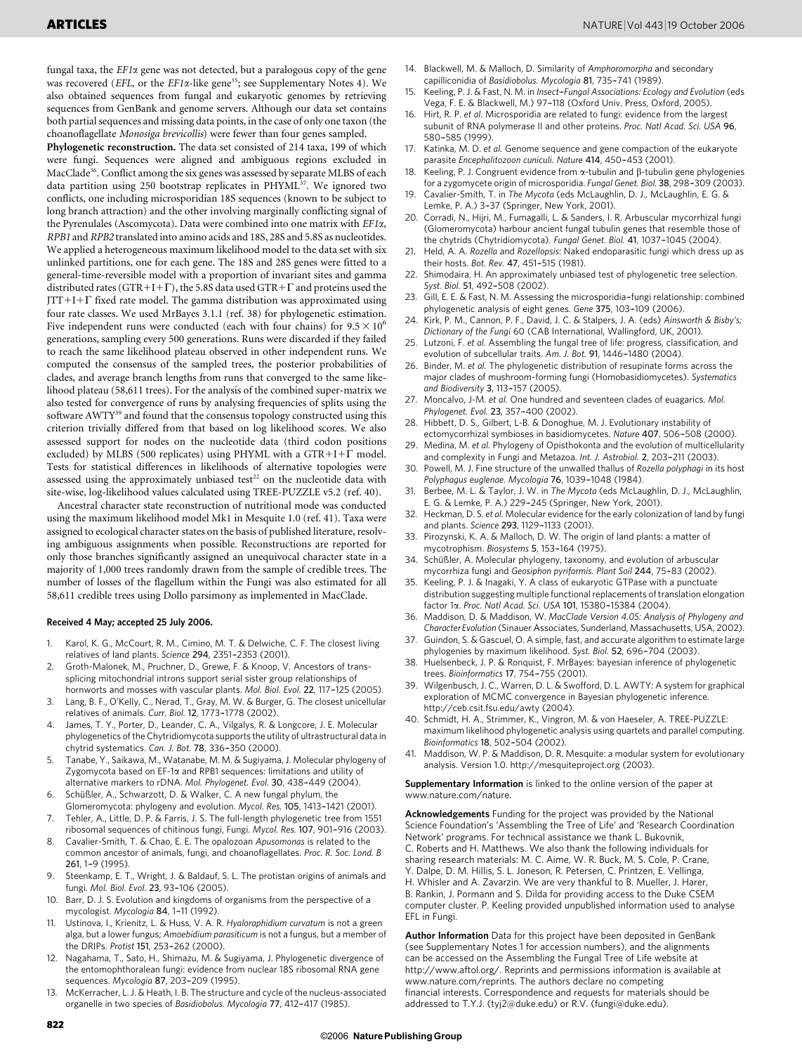fungal taxa, the *EF1α* gene was not detected, but a paralogous copy of the gene was recovered (*EFL*, or the *EF1α*-like gene[35]; see Supplementary Notes 4). We also obtained sequences from fungal and eukaryotic genomes by retrieving sequences from GenBank and genome servers. Although our data set contains both partial sequences and missing data points, in the case of only one taxon (the choanoflagellate *Monosiga brevicollis*) were fewer than four genes sampled.

**Phylogenetic reconstruction.** The data set consisted of 214 taxa, 199 of which were fungi. Sequences were aligned and ambiguous regions excluded in MacClade[36]. Conflict among the six genes was assessed by separate MLBS of each data partition using 250 bootstrap replicates in PHYML[37]. We ignored two conflicts, one including microsporidian 18S sequences (known to be subject to long branch attraction) and the other involving marginally conflicting signal of the Pyrenulales (Ascomycota). Data were combined into one matrix with *EF1α*, *RPB1* and *RPB2* translated into amino acids and 18S, 28S and 5.8S as nucleotides. We applied a heterogeneous maximum likelihood model to the data set with six unlinked partitions, one for each gene. The 18S and 28S genes were fitted to a general-time-reversible model with a proportion of invariant sites and gamma distributed rates (GTR+I+Γ), the 5.8S data used GTR+Γ and proteins used the JTT+I+Γ fixed rate model. The gamma distribution was approximated using four rate classes. We used MrBayes 3.1.1 (ref. 38) for phylogenetic estimation. Five independent runs were conducted (each with four chains) for $9.5 \times 10^6$ generations, sampling every 500 generations. Runs were discarded if they failed to reach the same likelihood plateau observed in other independent runs. We computed the consensus of the sampled trees, the posterior probabilities of clades, and average branch lengths from runs that converged to the same likelihood plateau (58,611 trees). For the analysis of the combined super-matrix we also tested for convergence of runs by analysing frequencies of splits using the software AWTY[39] and found that the consensus topology constructed using this criterion trivially differed from that based on log likelihood scores. We also assessed support for nodes on the nucleotide data (third codon positions excluded) by MLBS (500 replicates) using PHYML with a GTR+I+Γ model. Tests for statistical differences in likelihoods of alternative topologies were assessed using the approximately unbiased test[22] on the nucleotide data with site-wise, log-likelihood values calculated using TREE-PUZZLE v5.2 (ref. 40).

Ancestral character state reconstruction of nutritional mode was conducted using the maximum likelihood model Mk1 in Mesquite 1.0 (ref. 41). Taxa were assigned to ecological character states on the basis of published literature, resolving ambiguous assignments when possible. Reconstructions are reported for only those branches significantly assigned an unequivocal character state in a majority of 1,000 trees randomly drawn from the sample of credible trees. The number of losses of the flagellum within the Fungi was also estimated for all 58,611 credible trees using Dollo parsimony as implemented in MacClade.

**Received 4 May; accepted 25 July 2006.**

1. Karol, K. G., McCourt, R. M., Cimino, M. T. & Delwiche, C. F. The closest living relatives of land plants. *Science* **294**, 2351–2353 (2001).
2. Groth-Malonek, M., Pruchner, D., Grewe, F. & Knoop, V. Ancestors of trans-splicing mitochondrial introns support serial sister group relationships of hornworts and mosses with vascular plants. *Mol. Biol. Evol.* **22**, 117–125 (2005).
3. Lang, B. F., O'Kelly, C., Nerad, T., Gray, M. W. & Burger, G. The closest unicellular relatives of animals. *Curr. Biol.* **12**, 1773–1778 (2002).
4. James, T. Y., Porter, D., Leander, C. A., Vilgalys, R. & Longcore, J. E. Molecular phylogenetics of the Chytridiomycota supports the utility of ultrastructural data in chytrid systematics. *Can. J. Bot.* **78**, 336–350 (2000).
5. Tanabe, Y., Saikawa, M., Watanabe, M. M. & Sugiyama, J. Molecular phylogeny of Zygomycota based on EF-1α and RPB1 sequences: limitations and utility of alternative markers to rDNA. *Mol. Phylogenet. Evol.* **30**, 438–449 (2004).
6. Schüßler, A., Schwarzott, D. & Walker, C. A new fungal phylum, the Glomeromycota: phylogeny and evolution. *Mycol. Res.* **105**, 1413–1421 (2001).
7. Tehler, A., Little, D. P. & Farris, J. S. The full-length phylogenetic tree from 1551 ribosomal sequences of chitinous fungi, Fungi. *Mycol. Res.* **107**, 901–916 (2003).
8. Cavalier-Smith, T. & Chao, E. E. The opalozoan *Apusomonas* is related to the common ancestor of animals, fungi, and choanoflagellates. *Proc. R. Soc. Lond. B* **261**, 1–9 (1995).
9. Steenkamp, E. T., Wright, J. & Baldauf, S. L. The protistan origins of animals and fungi. *Mol. Biol. Evol.* **23**, 93–106 (2005).
10. Barr, D. J. S. Evolution and kingdoms of organisms from the perspective of a mycologist. *Mycologia* **84**, 1–11 (1992).
11. Ustinova, I., Krienitz, L. & Huss, V. A. R. *Hyaloraphidium curvatum* is not a green alga, but a lower fungus; *Amoebidium parasiticum* is not a fungus, but a member of the DRIPs. *Protist* **151**, 253–262 (2000).
12. Nagahama, T., Sato, H., Shimazu, M. & Sugiyama, J. Phylogenetic divergence of the entomophthoralean fungi: evidence from nuclear 18S ribosomal RNA gene sequences. *Mycologia* **87**, 203–209 (1995).
13. McKerracher, L. J. & Heath, I. B. The structure and cycle of the nucleus-associated organelle in two species of *Basidiobolus*. *Mycologia* **77**, 412–417 (1985).
14. Blackwell, M. & Malloch, D. Similarity of *Amphoromorpha* and secondary capilliconidia of *Basidiobolus*. *Mycologia* **81**, 735–741 (1989).
15. Keeling, P. J. & Fast, N. M. in *Insect–Fungal Associations: Ecology and Evolution* (eds Vega, F. E. & Blackwell, M.) 97–118 (Oxford Univ. Press, Oxford, 2005).
16. Hirt, R. P. *et al.* Microsporidia are related to fungi: evidence from the largest subunit of RNA polymerase II and other proteins. *Proc. Natl Acad. Sci. USA* **96**, 580–585 (1999).
17. Katinka, M. D. *et al.* Genome sequence and gene compaction of the eukaryote parasite *Encephalitozoon cuniculi*. *Nature* **414**, 450–453 (2001).
18. Keeling, P. J. Congruent evidence from α-tubulin and β-tubulin gene phylogenies for a zygomycete origin of microsporidia. *Fungal Genet. Biol.* **38**, 298–309 (2003).
19. Cavalier-Smith, T. in *The Mycota* (eds McLaughlin, D. J., McLaughlin, E. G. & Lemke, P. A.) 3–37 (Springer, New York, 2001).
20. Corradi, N., Hijri, M., Fumagalli, L. & Sanders, I. R. Arbuscular mycorrhizal fungi (Glomeromycota) harbour ancient fungal tubulin genes that resemble those of the chytrids (Chytridiomycota). *Fungal Genet. Biol.* **41**, 1037–1045 (2004).
21. Held, A. A. *Rozella* and *Rozellopsis*: Naked endoparasitic fungi which dress up as their hosts. *Bot. Rev.* **47**, 451–515 (1981).
22. Shimodaira, H. An approximately unbiased test of phylogenetic tree selection. *Syst. Biol.* **51**, 492–508 (2002).
23. Gill, E. E. & Fast, N. M. Assessing the microsporidia–fungi relationship: combined phylogenetic analysis of eight genes. *Gene* **375**, 103–109 (2006).
24. Kirk, P. M., Cannon, P. F., David, J. C. & Stalpers, J. A. (eds) *Ainsworth & Bisby's; Dictionary of the Fungi* 60 (CAB International, Wallingford, UK, 2001).
25. Lutzoni, F. *et al.* Assembling the fungal tree of life: progress, classification, and evolution of subcellular traits. *Am. J. Bot.* **91**, 1446–1480 (2004).
26. Binder, M. *et al.* The phylogenetic distribution of resupinate forms across the major clades of mushroom-forming fungi (Homobasidiomycetes). *Systematics and Biodiversity* **3**, 113–157 (2005).
27. Moncalvo, J-M. *et al.* One hundred and seventeen clades of euagarics. *Mol. Phylogenet. Evol.* **23**, 357–400 (2002).
28. Hibbett, D. S., Gilbert, L-B. & Donoghue, M. J. Evolutionary instability of ectomycorrhizal symbioses in basidiomycetes. *Nature* **407**, 506–508 (2000).
29. Medina, M. *et al.* Phylogeny of Opisthokonta and the evolution of multicellularity and complexity in Fungi and Metazoa. *Int. J. Astrobiol.* **2**, 203–211 (2003).
30. Powell, M. J. Fine structure of the unwalled thallus of *Rozella polyphagi* in its host *Polyphagus euglenae*. *Mycologia* **76**, 1039–1048 (1984).
31. Berbee, M. L. & Taylor, J. W. in *The Mycota* (eds McLaughlin, D. J., McLaughlin, E. G. & Lemke, P. A.) 229–245 (Springer, New York, 2001).
32. Heckman, D. S. *et al.* Molecular evidence for the early colonization of land by fungi and plants. *Science* **293**, 1129–1133 (2001).
33. Pirozynski, K. A. & Malloch, D. W. The origin of land plants: a matter of mycotrophism. *Biosystems* **5**, 153–164 (1975).
34. Schüßler, A. Molecular phylogeny, taxonomy, and evolution of arbuscular mycorrhiza fungi and *Geosiphon pyriformis*. *Plant Soil* **244**, 75–83 (2002).
35. Keeling, P. J. & Inagaki, Y. A class of eukaryotic GTPase with a punctuate distribution suggesting multiple functional replacements of translation elongation factor 1α. *Proc. Natl Acad. Sci. USA* **101**, 15380–15384 (2004).
36. Maddison, D. & Maddison, W. *MacClade Version 4.05: Analysis of Phylogeny and Character Evolution* (Sinauer Associates, Sunderland, Massachusetts, USA, 2002).
37. Guindon, S. & Gascuel, O. A simple, fast, and accurate algorithm to estimate large phylogenies by maximum likelihood. *Syst. Biol.* **52**, 696–704 (2003).
38. Huelsenbeck, J. P. & Ronquist, F. MrBayes: bayesian inference of phylogenetic trees. *Bioinformatics* **17**, 754–755 (2001).
39. Wilgenbusch, J. C., Warren, D. L. & Swofford, D. L. AWTY: A system for graphical exploration of MCMC convergence in Bayesian phylogenetic inference. http://ceb.csit.fsu.edu/awty (2004).
40. Schmidt, H. A., Strimmer, K., Vingron, M. & von Haeseler, A. TREE-PUZZLE: maximum likelihood phylogenetic analysis using quartets and parallel computing. *Bioinformatics* **18**, 502–504 (2002).
41. Maddison, W. P. & Maddison, D. R. Mesquite: a modular system for evolutionary analysis. Version 1.0. http://mesquiteproject.org (2003).

**Supplementary Information** is linked to the online version of the paper at www.nature.com/nature.

**Acknowledgements** Funding for the project was provided by the National Science Foundation's 'Assembling the Tree of Life' and 'Research Coordination Network' programs. For technical assistance we thank L. Bukovnik, C. Roberts and H. Matthews. We also thank the following individuals for sharing research materials: M. C. Aime, W. R. Buck, M. S. Cole, P. Crane, Y. Dalpe, D. M. Hillis, S. L. Joneson, R. Petersen, C. Printzen, E. Vellinga, H. Whisler and A. Zavarzin. We are very thankful to B. Mueller, J. Harer, B. Rankin, J. Pormann and S. Dilda for providing access to the Duke CSEM computer cluster. P. Keeling provided unpublished information used to analyse EFL in Fungi.

**Author Information** Data for this project have been deposited in GenBank (see Supplementary Notes 1 for accession numbers), and the alignments can be accessed on the Assembling the Fungal Tree of Life website at http://www.aftol.org/. Reprints and permissions information is available at www.nature.com/reprints. The authors declare no competing financial interests. Correspondence and requests for materials should be addressed to T.Y.J. (tyj2@duke.edu) or R.V. (fungi@duke.edu).